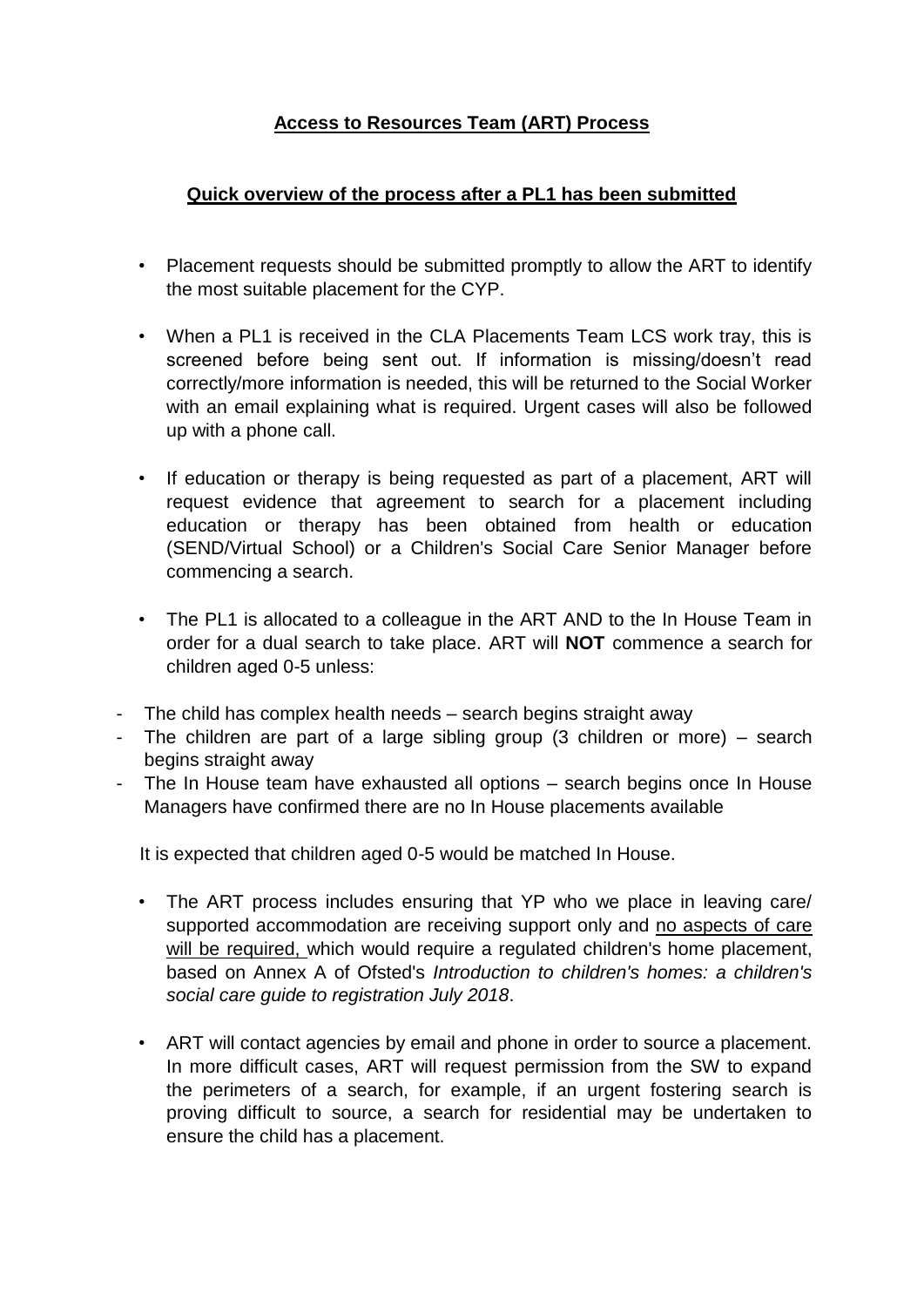# **Access to Resources Team (ART) Process**

## **Quick overview of the process after a PL1 has been submitted**

- Placement requests should be submitted promptly to allow the ART to identify the most suitable placement for the CYP.

- When a PL1 is received in the CLA Placements Team LCS work tray, this is screened before being sent out. If information is missing/doesn't read correctly/more information is needed, this will be returned to the Social Worker with an email explaining what is required. Urgent cases will also be followed up with a phone call.

- If education or therapy is being requested as part of a placement, ART will request evidence that agreement to search for a placement including education or therapy has been obtained from health or education (SEND/Virtual School) or a Children's Social Care Senior Manager before commencing a search.

- The PL1 is allocated to a colleague in the ART AND to the In House Team in order for a dual search to take place. ART will **NOT** commence a search for children aged 0-5 unless:

  - The child has complex health needs – search begins straight away
  - The children are part of a large sibling group (3 children or more) – search begins straight away
  - The In House team have exhausted all options – search begins once In House Managers have confirmed there are no In House placements available

  It is expected that children aged 0-5 would be matched In House.

- The ART process includes ensuring that YP who we place in leaving care/ supported accommodation are receiving support only and <u>no aspects of care will be required,</u> which would require a regulated children's home placement, based on Annex A of Ofsted's *Introduction to children's homes: a children's social care guide to registration July 2018*.

- ART will contact agencies by email and phone in order to source a placement. In more difficult cases, ART will request permission from the SW to expand the perimeters of a search, for example, if an urgent fostering search is proving difficult to source, a search for residential may be undertaken to ensure the child has a placement.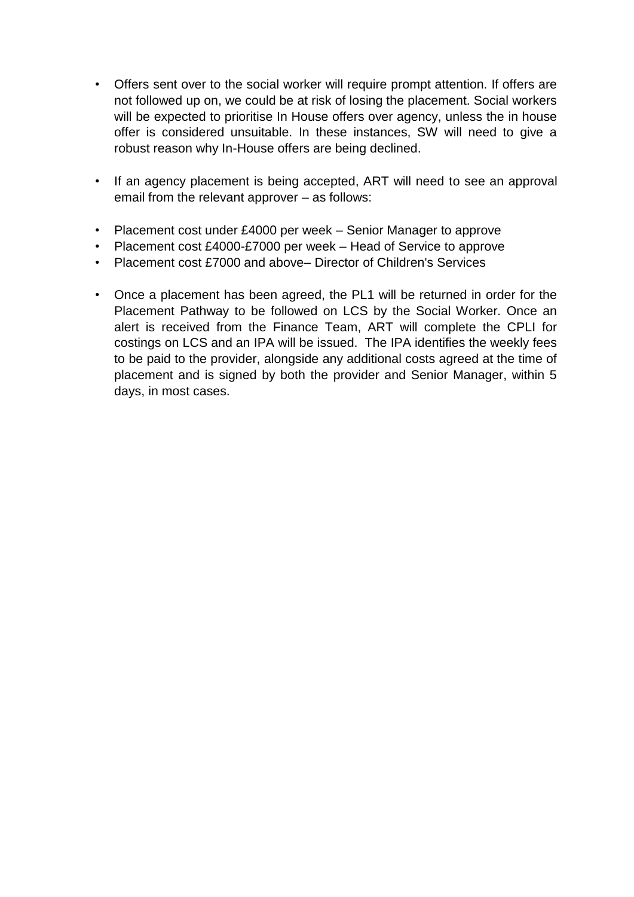- Offers sent over to the social worker will require prompt attention. If offers are not followed up on, we could be at risk of losing the placement. Social workers will be expected to prioritise In House offers over agency, unless the in house offer is considered unsuitable. In these instances, SW will need to give a robust reason why In-House offers are being declined.

- If an agency placement is being accepted, ART will need to see an approval email from the relevant approver – as follows:

- Placement cost under £4000 per week – Senior Manager to approve
- Placement cost £4000-£7000 per week – Head of Service to approve
- Placement cost £7000 and above– Director of Children's Services

- Once a placement has been agreed, the PL1 will be returned in order for the Placement Pathway to be followed on LCS by the Social Worker. Once an alert is received from the Finance Team, ART will complete the CPLI for costings on LCS and an IPA will be issued. The IPA identifies the weekly fees to be paid to the provider, alongside any additional costs agreed at the time of placement and is signed by both the provider and Senior Manager, within 5 days, in most cases.